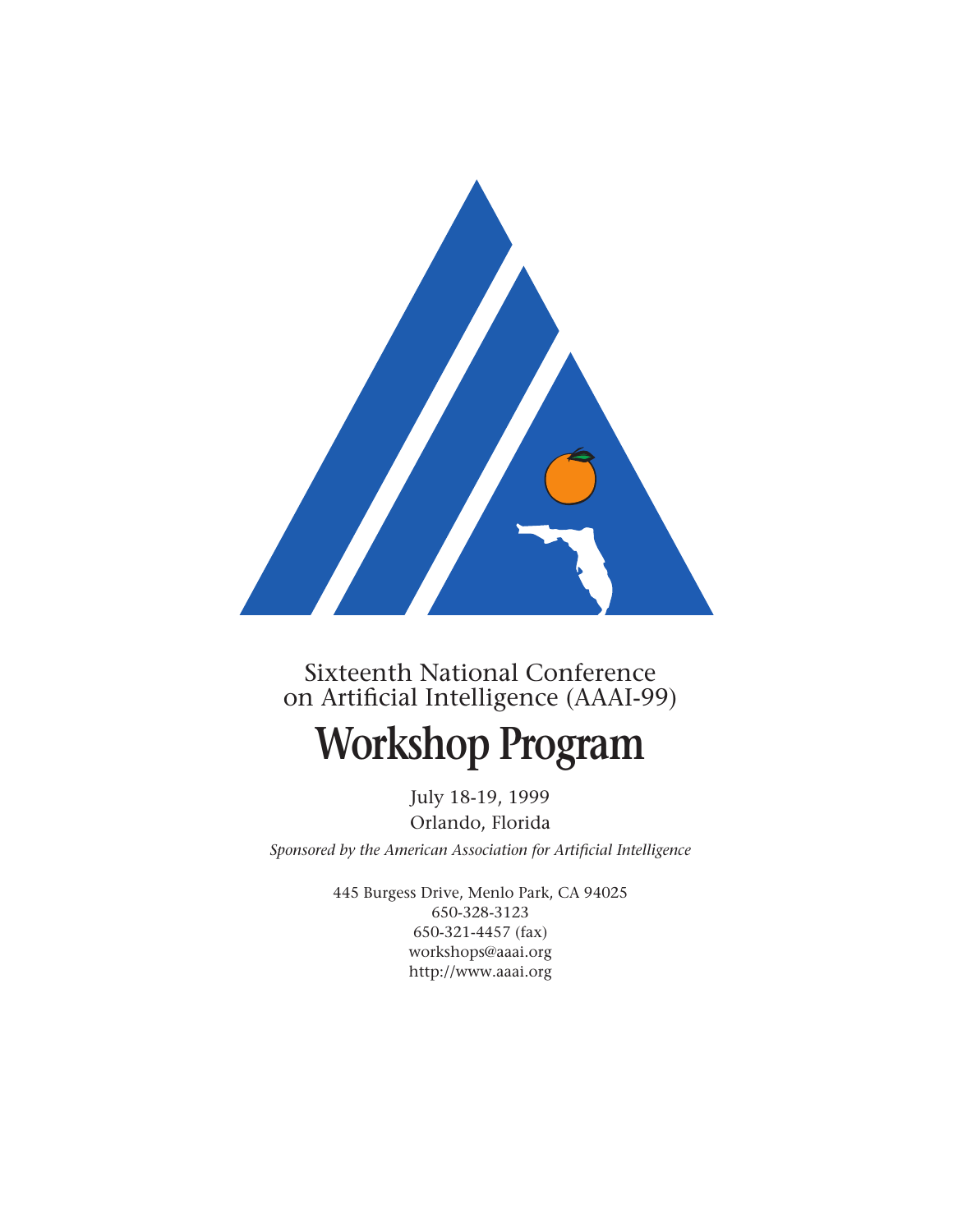Sixteenth National Conference
on Artificial Intelligence (AAAI-99)

# Workshop Program

July 18-19, 1999

Orlando, Florida

*Sponsored by the American Association for Artificial Intelligence*

445 Burgess Drive, Menlo Park, CA 94025
650-328-3123
650-321-4457 (fax)
workshops@aaai.org
http://www.aaai.org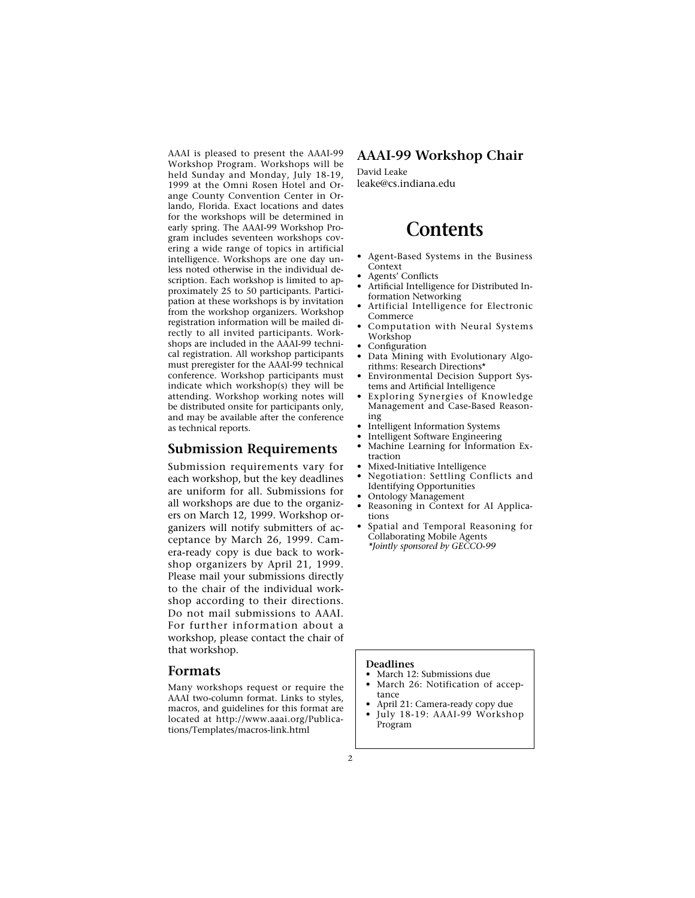AAAI is pleased to present the AAAI-99 Workshop Program. Workshops will be held Sunday and Monday, July 18-19, 1999 at the Omni Rosen Hotel and Orange County Convention Center in Orlando, Florida. Exact locations and dates for the workshops will be determined in early spring. The AAAI-99 Workshop Program includes seventeen workshops covering a wide range of topics in artificial intelligence. Workshops are one day unless noted otherwise in the individual description. Each workshop is limited to approximately 25 to 50 participants. Participation at these workshops is by invitation from the workshop organizers. Workshop registration information will be mailed directly to all invited participants. Workshops are included in the AAAI-99 technical registration. All workshop participants must preregister for the AAAI-99 technical conference. Workshop participants must indicate which workshop(s) they will be attending. Workshop working notes will be distributed onsite for participants only, and may be available after the conference as technical reports.

## Submission Requirements

Submission requirements vary for each workshop, but the key deadlines are uniform for all. Submissions for all workshops are due to the organizers on March 12, 1999. Workshop organizers will notify submitters of acceptance by March 26, 1999. Camera-ready copy is due back to workshop organizers by April 21, 1999. Please mail your submissions directly to the chair of the individual workshop according to their directions. Do not mail submissions to AAAI. For further information about a workshop, please contact the chair of that workshop.

## Formats

Many workshops request or require the AAAI two-column format. Links to styles, macros, and guidelines for this format are located at http://www.aaai.org/Publications/Templates/macros-link.html

## AAAI-99 Workshop Chair

David Leake
leake@cs.indiana.edu

# Contents

- Agent-Based Systems in the Business Context
- Agents' Conflicts
- Artificial Intelligence for Distributed Information Networking
- Artificial Intelligence for Electronic Commerce
- Computation with Neural Systems Workshop
- Configuration
- Data Mining with Evolutionary Algorithms: Research Directions*
- Environmental Decision Support Systems and Artificial Intelligence
- Exploring Synergies of Knowledge Management and Case-Based Reasoning
- Intelligent Information Systems
- Intelligent Software Engineering
- Machine Learning for Information Extraction
- Mixed-Initiative Intelligence
- Negotiation: Settling Conflicts and Identifying Opportunities
- Ontology Management
- Reasoning in Context for AI Applications
- Spatial and Temporal Reasoning for Collaborating Mobile Agents

*\*Jointly sponsored by GECCO-99*

**Deadlines**

- March 12: Submissions due
- March 26: Notification of acceptance
- April 21: Camera-ready copy due
- July 18-19: AAAI-99 Workshop Program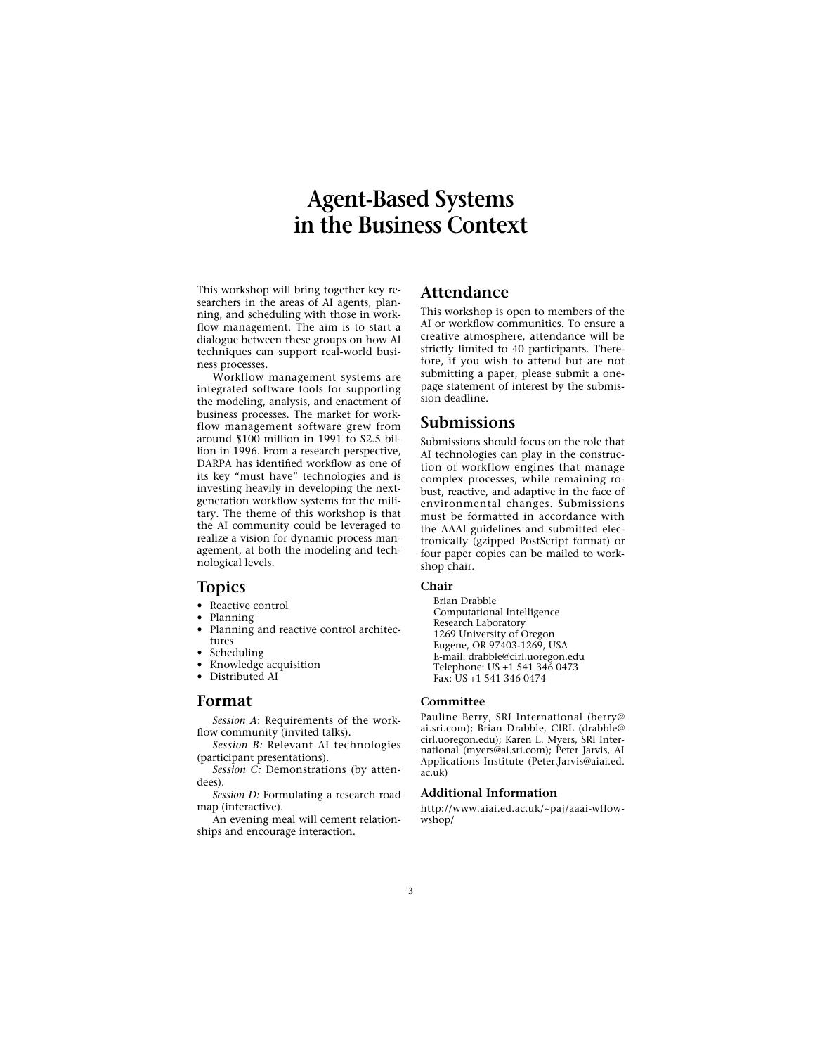# Agent-Based Systems in the Business Context

This workshop will bring together key researchers in the areas of AI agents, planning, and scheduling with those in workflow management. The aim is to start a dialogue between these groups on how AI techniques can support real-world business processes.

Workflow management systems are integrated software tools for supporting the modeling, analysis, and enactment of business processes. The market for workflow management software grew from around $100 million in 1991 to $2.5 billion in 1996. From a research perspective, DARPA has identified workflow as one of its key "must have" technologies and is investing heavily in developing the next-generation workflow systems for the military. The theme of this workshop is that the AI community could be leveraged to realize a vision for dynamic process management, at both the modeling and technological levels.

## Topics

- Reactive control
- Planning
- Planning and reactive control architectures
- Scheduling
- Knowledge acquisition
- Distributed AI

## Format

*Session A*: Requirements of the workflow community (invited talks).

*Session B:* Relevant AI technologies (participant presentations).

*Session C:* Demonstrations (by attendees).

*Session D:* Formulating a research road map (interactive).

An evening meal will cement relationships and encourage interaction.

## Attendance

This workshop is open to members of the AI or workflow communities. To ensure a creative atmosphere, attendance will be strictly limited to 40 participants. Therefore, if you wish to attend but are not submitting a paper, please submit a one-page statement of interest by the submission deadline.

## Submissions

Submissions should focus on the role that AI technologies can play in the construction of workflow engines that manage complex processes, while remaining robust, reactive, and adaptive in the face of environmental changes. Submissions must be formatted in accordance with the AAAI guidelines and submitted electronically (gzipped PostScript format) or four paper copies can be mailed to workshop chair.

### Chair

Brian Drabble
Computational Intelligence
Research Laboratory
1269 University of Oregon
Eugene, OR 97403-1269, USA
E-mail: drabble@cirl.uoregon.edu
Telephone: US +1 541 346 0473
Fax: US +1 541 346 0474

### Committee

Pauline Berry, SRI International (berry@ai.sri.com); Brian Drabble, CIRL (drabble@cirl.uoregon.edu); Karen L. Myers, SRI International (myers@ai.sri.com); Peter Jarvis, AI Applications Institute (Peter.Jarvis@aiai.ed.ac.uk)

### Additional Information

http://www.aiai.ed.ac.uk/~paj/aaai-wflow-wshop/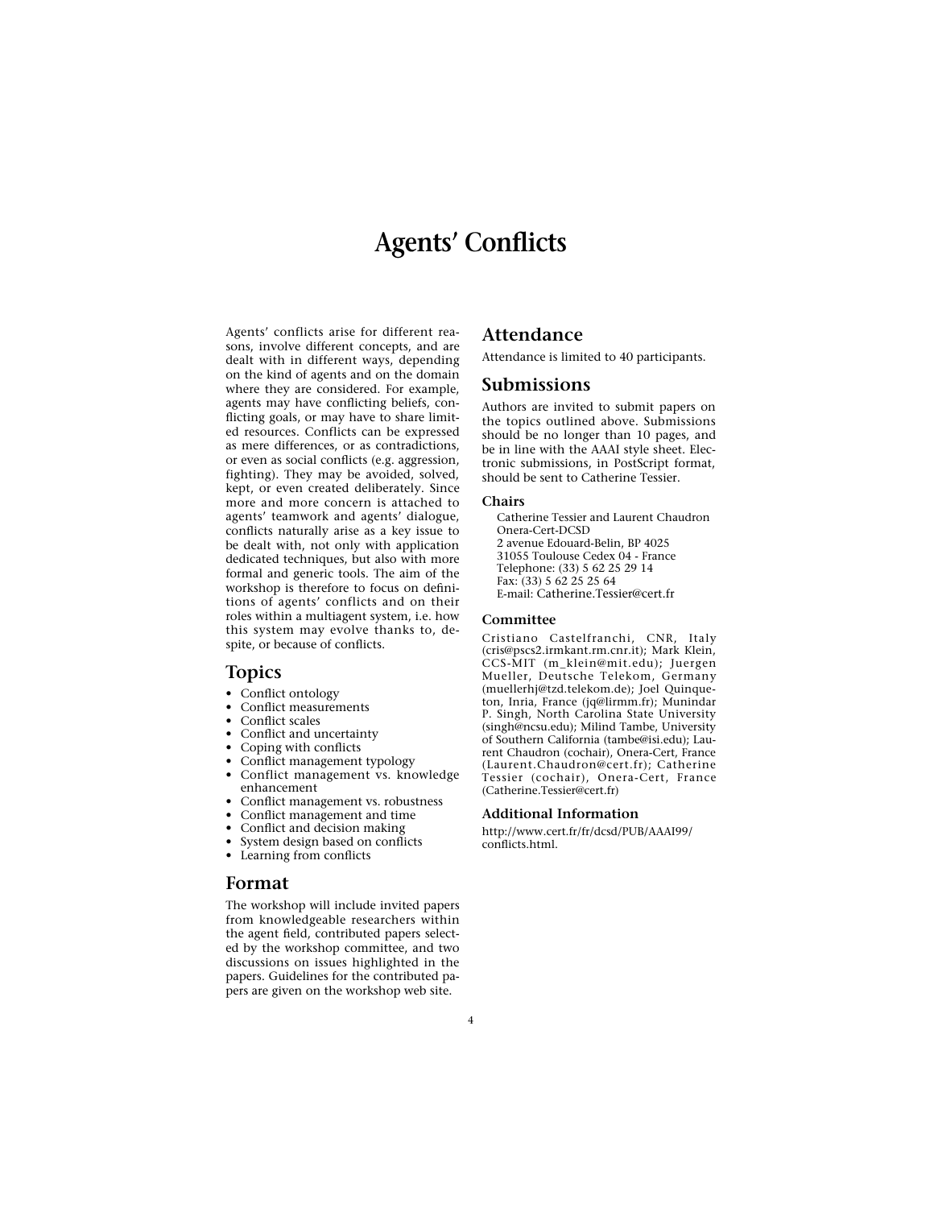# Agents' Conflicts

Agents' conflicts arise for different reasons, involve different concepts, and are dealt with in different ways, depending on the kind of agents and on the domain where they are considered. For example, agents may have conflicting beliefs, conflicting goals, or may have to share limited resources. Conflicts can be expressed as mere differences, or as contradictions, or even as social conflicts (e.g. aggression, fighting). They may be avoided, solved, kept, or even created deliberately. Since more and more concern is attached to agents' teamwork and agents' dialogue, conflicts naturally arise as a key issue to be dealt with, not only with application dedicated techniques, but also with more formal and generic tools. The aim of the workshop is therefore to focus on definitions of agents' conflicts and on their roles within a multiagent system, i.e. how this system may evolve thanks to, despite, or because of conflicts.

## Topics

- Conflict ontology
- Conflict measurements
- Conflict scales
- Conflict and uncertainty
- Coping with conflicts
- Conflict management typology
- Conflict management vs. knowledge enhancement
- Conflict management vs. robustness
- Conflict management and time
- Conflict and decision making
- System design based on conflicts
- Learning from conflicts

## Format

The workshop will include invited papers from knowledgeable researchers within the agent field, contributed papers selected by the workshop committee, and two discussions on issues highlighted in the papers. Guidelines for the contributed papers are given on the workshop web site.

## Attendance

Attendance is limited to 40 participants.

## Submissions

Authors are invited to submit papers on the topics outlined above. Submissions should be no longer than 10 pages, and be in line with the AAAI style sheet. Electronic submissions, in PostScript format, should be sent to Catherine Tessier.

### Chairs

Catherine Tessier and Laurent Chaudron
Onera-Cert-DCSD
2 avenue Edouard-Belin, BP 4025
31055 Toulouse Cedex 04 - France
Telephone: (33) 5 62 25 29 14
Fax: (33) 5 62 25 25 64
E-mail: Catherine.Tessier@cert.fr

### Committee

Cristiano Castelfranchi, CNR, Italy (cris@pscs2.irmkant.rm.cnr.it); Mark Klein, CCS-MIT (m_klein@mit.edu); Juergen Mueller, Deutsche Telekom, Germany (muellerhj@tzd.telekom.de); Joel Quinqueton, Inria, France (jq@lirmm.fr); Munindar P. Singh, North Carolina State University (singh@ncsu.edu); Milind Tambe, University of Southern California (tambe@isi.edu); Laurent Chaudron (cochair), Onera-Cert, France (Laurent.Chaudron@cert.fr); Catherine Tessier (cochair), Onera-Cert, France (Catherine.Tessier@cert.fr)

### Additional Information

http://www.cert.fr/fr/dcsd/PUB/AAAI99/conflicts.html.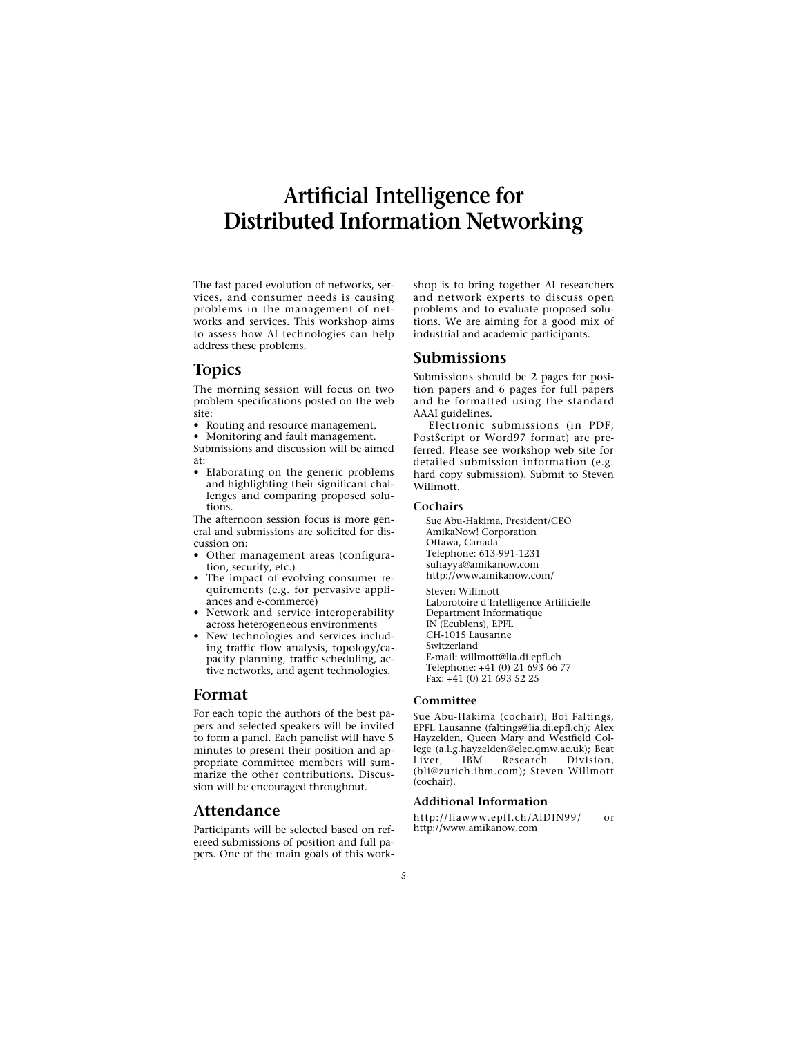# Artificial Intelligence for Distributed Information Networking

The fast paced evolution of networks, services, and consumer needs is causing problems in the management of networks and services. This workshop aims to assess how AI technologies can help address these problems.

## Topics

The morning session will focus on two problem specifications posted on the web site:

- Routing and resource management.
- Monitoring and fault management.

Submissions and discussion will be aimed at:

- Elaborating on the generic problems and highlighting their significant challenges and comparing proposed solutions.

The afternoon session focus is more general and submissions are solicited for discussion on:

- Other management areas (configuration, security, etc.)
- The impact of evolving consumer requirements (e.g. for pervasive appliances and e-commerce)
- Network and service interoperability across heterogeneous environments
- New technologies and services including traffic flow analysis, topology/capacity planning, traffic scheduling, active networks, and agent technologies.

## Format

For each topic the authors of the best papers and selected speakers will be invited to form a panel. Each panelist will have 5 minutes to present their position and appropriate committee members will summarize the other contributions. Discussion will be encouraged throughout.

## Attendance

Participants will be selected based on refereed submissions of position and full papers. One of the main goals of this workshop is to bring together AI researchers and network experts to discuss open problems and to evaluate proposed solutions. We are aiming for a good mix of industrial and academic participants.

## Submissions

Submissions should be 2 pages for position papers and 6 pages for full papers and be formatted using the standard AAAI guidelines.

Electronic submissions (in PDF, PostScript or Word97 format) are preferred. Please see workshop web site for detailed submission information (e.g. hard copy submission). Submit to Steven Willmott.

### Cochairs

Sue Abu-Hakima, President/CEO
AmikaNow! Corporation
Ottawa, Canada
Telephone: 613-991-1231
suhayya@amikanow.com
http://www.amikanow.com/

Steven Willmott
Laborotoire d'Intelligence Artificielle
Department Informatique
IN (Ecublens), EPFL
CH-1015 Lausanne
Switzerland
E-mail: willmott@lia.di.epfl.ch
Telephone: +41 (0) 21 693 66 77
Fax: +41 (0) 21 693 52 25

### Committee

Sue Abu-Hakima (cochair); Boi Faltings, EPFL Lausanne (faltings@lia.di.epfl.ch); Alex Hayzelden, Queen Mary and Westfield College (a.l.g.hayzelden@elec.qmw.ac.uk); Beat Liver, IBM Research Division, (bli@zurich.ibm.com); Steven Willmott (cochair).

### Additional Information

http://liawww.epfl.ch/AiDIN99/ or http://www.amikanow.com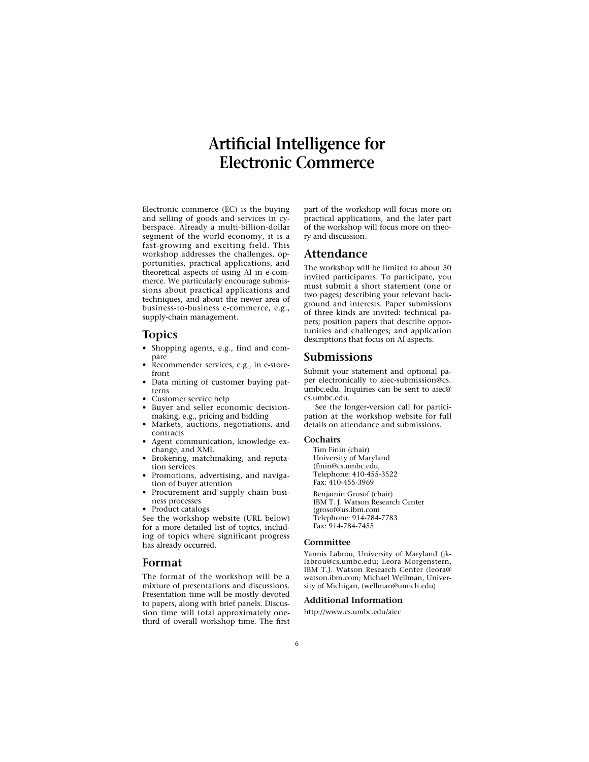# Artificial Intelligence for Electronic Commerce

Electronic commerce (EC) is the buying and selling of goods and services in cyberspace. Already a multi-billion-dollar segment of the world economy, it is a fast-growing and exciting field. This workshop addresses the challenges, opportunities, practical applications, and theoretical aspects of using AI in e-commerce. We particularly encourage submissions about practical applications and techniques, and about the newer area of business-to-business e-commerce, e.g., supply-chain management.

## Topics

- Shopping agents, e.g., find and compare
- Recommender services, e.g., in e-storefront
- Data mining of customer buying patterns
- Customer service help
- Buyer and seller economic decision-making, e.g., pricing and bidding
- Markets, auctions, negotiations, and contracts
- Agent communication, knowledge exchange, and XML
- Brokering, matchmaking, and reputation services
- Promotions, advertising, and navigation of buyer attention
- Procurement and supply chain business processes
- Product catalogs

See the workshop website (URL below) for a more detailed list of topics, including of topics where significant progress has already occurred.

## Format

The format of the workshop will be a mixture of presentations and discussions. Presentation time will be mostly devoted to papers, along with brief panels. Discussion time will total approximately one-third of overall workshop time. The first part of the workshop will focus more on practical applications, and the later part of the workshop will focus more on theory and discussion.

## Attendance

The workshop will be limited to about 50 invited participants. To participate, you must submit a short statement (one or two pages) describing your relevant background and interests. Paper submissions of three kinds are invited: technical papers; position papers that describe opportunities and challenges; and application descriptions that focus on AI aspects.

## Submissions

Submit your statement and optional paper electronically to aiec-submission@cs.umbc.edu. Inquiries can be sent to aiec@cs.umbc.edu.

See the longer-version call for participation at the workshop website for full details on attendance and submissions.

### Cochairs

Tim Finin (chair)
University of Maryland
(finin@cs.umbc.edu,
Telephone: 410-455-3522
Fax: 410-455-3969

Benjamin Grosof (chair)
IBM T. J. Watson Research Center
(grosof@us.ibm.com
Telephone: 914-784-7783
Fax: 914-784-7455

### Committee

Yannis Labrou, University of Maryland (jklabrou@cs.umbc.edu; Leora Morgenstern, IBM T.J. Watson Research Center (leora@watson.ibm.com; Michael Wellman, University of Michigan, (wellman@umich.edu)

### Additional Information

http://www.cs.umbc.edu/aiec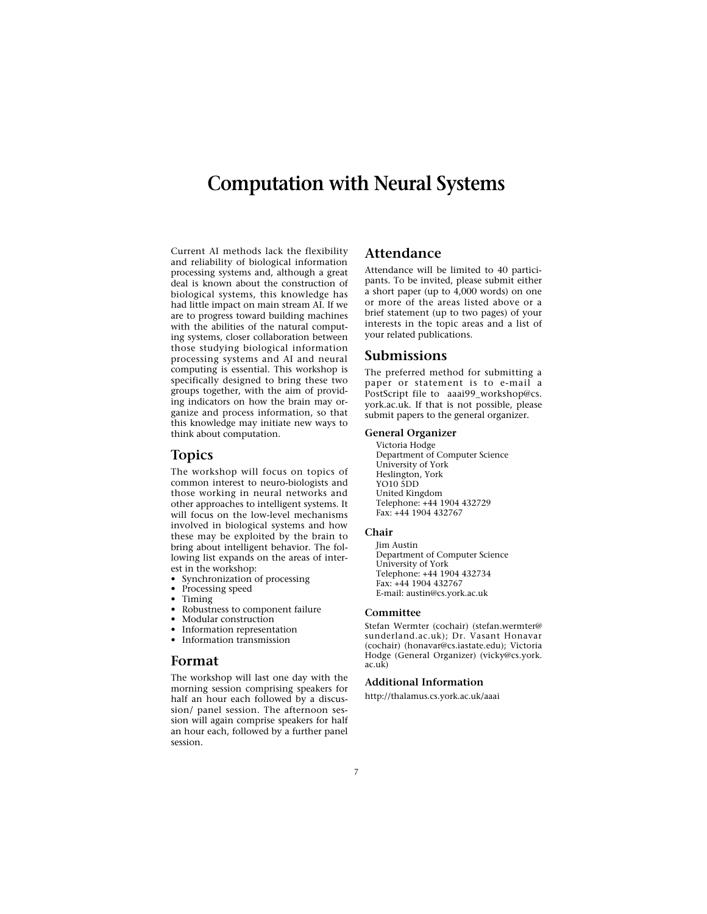# Computation with Neural Systems

Current AI methods lack the flexibility and reliability of biological information processing systems and, although a great deal is known about the construction of biological systems, this knowledge has had little impact on main stream AI. If we are to progress toward building machines with the abilities of the natural computing systems, closer collaboration between those studying biological information processing systems and AI and neural computing is essential. This workshop is specifically designed to bring these two groups together, with the aim of providing indicators on how the brain may organize and process information, so that this knowledge may initiate new ways to think about computation.

## Topics

The workshop will focus on topics of common interest to neuro-biologists and those working in neural networks and other approaches to intelligent systems. It will focus on the low-level mechanisms involved in biological systems and how these may be exploited by the brain to bring about intelligent behavior. The following list expands on the areas of interest in the workshop:

- Synchronization of processing
- Processing speed
- Timing
- Robustness to component failure
- Modular construction
- Information representation
- Information transmission

## Format

The workshop will last one day with the morning session comprising speakers for half an hour each followed by a discussion/ panel session. The afternoon session will again comprise speakers for half an hour each, followed by a further panel session.

## Attendance

Attendance will be limited to 40 participants. To be invited, please submit either a short paper (up to 4,000 words) on one or more of the areas listed above or a brief statement (up to two pages) of your interests in the topic areas and a list of your related publications.

## Submissions

The preferred method for submitting a paper or statement is to e-mail a PostScript file to aaai99_workshop@cs.york.ac.uk. If that is not possible, please submit papers to the general organizer.

### General Organizer

Victoria Hodge
Department of Computer Science
University of York
Heslington, York
YO10 5DD
United Kingdom
Telephone: +44 1904 432729
Fax: +44 1904 432767

### Chair

Jim Austin
Department of Computer Science
University of York
Telephone: +44 1904 432734
Fax: +44 1904 432767
E-mail: austin@cs.york.ac.uk

### Committee

Stefan Wermter (cochair) (stefan.wermter@sunderland.ac.uk); Dr. Vasant Honavar (cochair) (honavar@cs.iastate.edu); Victoria Hodge (General Organizer) (vicky@cs.york.ac.uk)

### Additional Information

http://thalamus.cs.york.ac.uk/aaai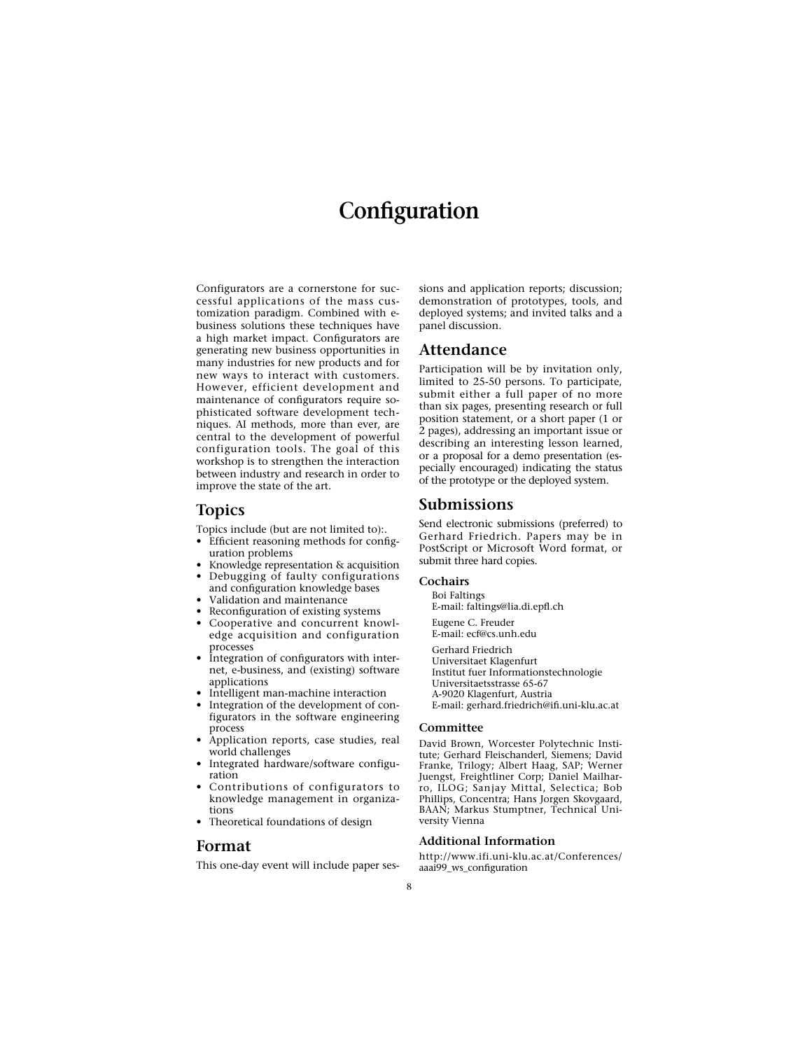# Configuration

Configurators are a cornerstone for successful applications of the mass customization paradigm. Combined with e-business solutions these techniques have a high market impact. Configurators are generating new business opportunities in many industries for new products and for new ways to interact with customers. However, efficient development and maintenance of configurators require sophisticated software development techniques. AI methods, more than ever, are central to the development of powerful configuration tools. The goal of this workshop is to strengthen the interaction between industry and research in order to improve the state of the art.

## Topics

Topics include (but are not limited to):.

- Efficient reasoning methods for configuration problems
- Knowledge representation & acquisition
- Debugging of faulty configurations and configuration knowledge bases
- Validation and maintenance
- Reconfiguration of existing systems
- Cooperative and concurrent knowledge acquisition and configuration processes
- Integration of configurators with internet, e-business, and (existing) software applications
- Intelligent man-machine interaction
- Integration of the development of configurators in the software engineering process
- Application reports, case studies, real world challenges
- Integrated hardware/software configuration
- Contributions of configurators to knowledge management in organizations
- Theoretical foundations of design

## Format

This one-day event will include paper sessions and application reports; discussion; demonstration of prototypes, tools, and deployed systems; and invited talks and a panel discussion.

## Attendance

Participation will be by invitation only, limited to 25-50 persons. To participate, submit either a full paper of no more than six pages, presenting research or full position statement, or a short paper (1 or 2 pages), addressing an important issue or describing an interesting lesson learned, or a proposal for a demo presentation (especially encouraged) indicating the status of the prototype or the deployed system.

## Submissions

Send electronic submissions (preferred) to Gerhard Friedrich. Papers may be in PostScript or Microsoft Word format, or submit three hard copies.

### Cochairs

Boi Faltings
E-mail: faltings@lia.di.epfl.ch

Eugene C. Freuder
E-mail: ecf@cs.unh.edu

Gerhard Friedrich
Universitaet Klagenfurt
Institut fuer Informationstechnologie
Universitaetsstrasse 65-67
A-9020 Klagenfurt, Austria
E-mail: gerhard.friedrich@ifi.uni-klu.ac.at

### Committee

David Brown, Worcester Polytechnic Institute; Gerhard Fleischanderl, Siemens; David Franke, Trilogy; Albert Haag, SAP; Werner Juengst, Freightliner Corp; Daniel Mailharro, ILOG; Sanjay Mittal, Selectica; Bob Phillips, Concentra; Hans Jorgen Skovgaard, BAAN; Markus Stumptner, Technical University Vienna

### Additional Information

http://www.ifi.uni-klu.ac.at/Conferences/aaai99_ws_configuration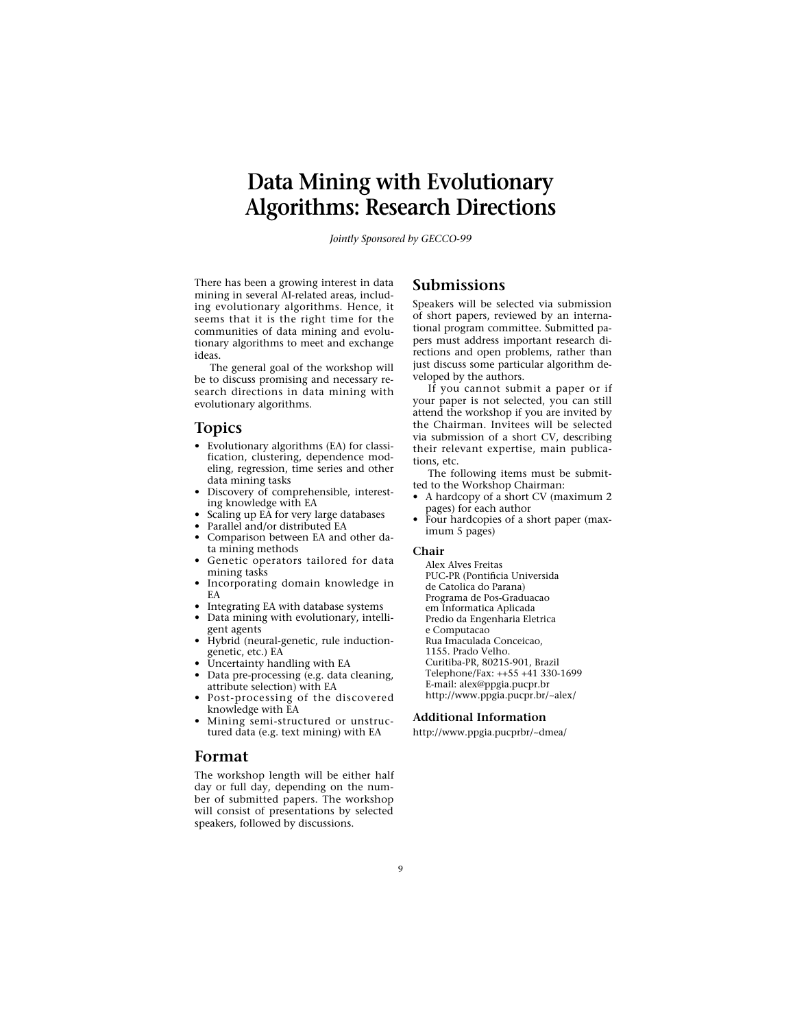# Data Mining with Evolutionary Algorithms: Research Directions

*Jointly Sponsored by GECCO-99*

There has been a growing interest in data mining in several AI-related areas, including evolutionary algorithms. Hence, it seems that it is the right time for the communities of data mining and evolutionary algorithms to meet and exchange ideas.

The general goal of the workshop will be to discuss promising and necessary research directions in data mining with evolutionary algorithms.

## Topics

- Evolutionary algorithms (EA) for classification, clustering, dependence modeling, regression, time series and other data mining tasks
- Discovery of comprehensible, interesting knowledge with EA
- Scaling up EA for very large databases
- Parallel and/or distributed EA
- Comparison between EA and other data mining methods
- Genetic operators tailored for data mining tasks
- Incorporating domain knowledge in EA
- Integrating EA with database systems
- Data mining with evolutionary, intelligent agents
- Hybrid (neural-genetic, rule induction-genetic, etc.) EA
- Uncertainty handling with EA
- Data pre-processing (e.g. data cleaning, attribute selection) with EA
- Post-processing of the discovered knowledge with EA
- Mining semi-structured or unstructured data (e.g. text mining) with EA

## Format

The workshop length will be either half day or full day, depending on the number of submitted papers. The workshop will consist of presentations by selected speakers, followed by discussions.

## Submissions

Speakers will be selected via submission of short papers, reviewed by an international program committee. Submitted papers must address important research directions and open problems, rather than just discuss some particular algorithm developed by the authors.

If you cannot submit a paper or if your paper is not selected, you can still attend the workshop if you are invited by the Chairman. Invitees will be selected via submission of a short CV, describing their relevant expertise, main publications, etc.

The following items must be submitted to the Workshop Chairman:

- A hardcopy of a short CV (maximum 2 pages) for each author
- Four hardcopies of a short paper (maximum 5 pages)

### Chair

Alex Alves Freitas
PUC-PR (Pontificia Universida
de Catolica do Parana)
Programa de Pos-Graduacao
em Informatica Aplicada
Predio da Engenharia Eletrica
e Computacao
Rua Imaculada Conceicao,
1155. Prado Velho.
Curitiba-PR, 80215-901, Brazil
Telephone/Fax: ++55 +41 330-1699
E-mail: alex@ppgia.pucpr.br
http://www.ppgia.pucpr.br/~alex/

### Additional Information

http://www.ppgia.pucprbr/~dmea/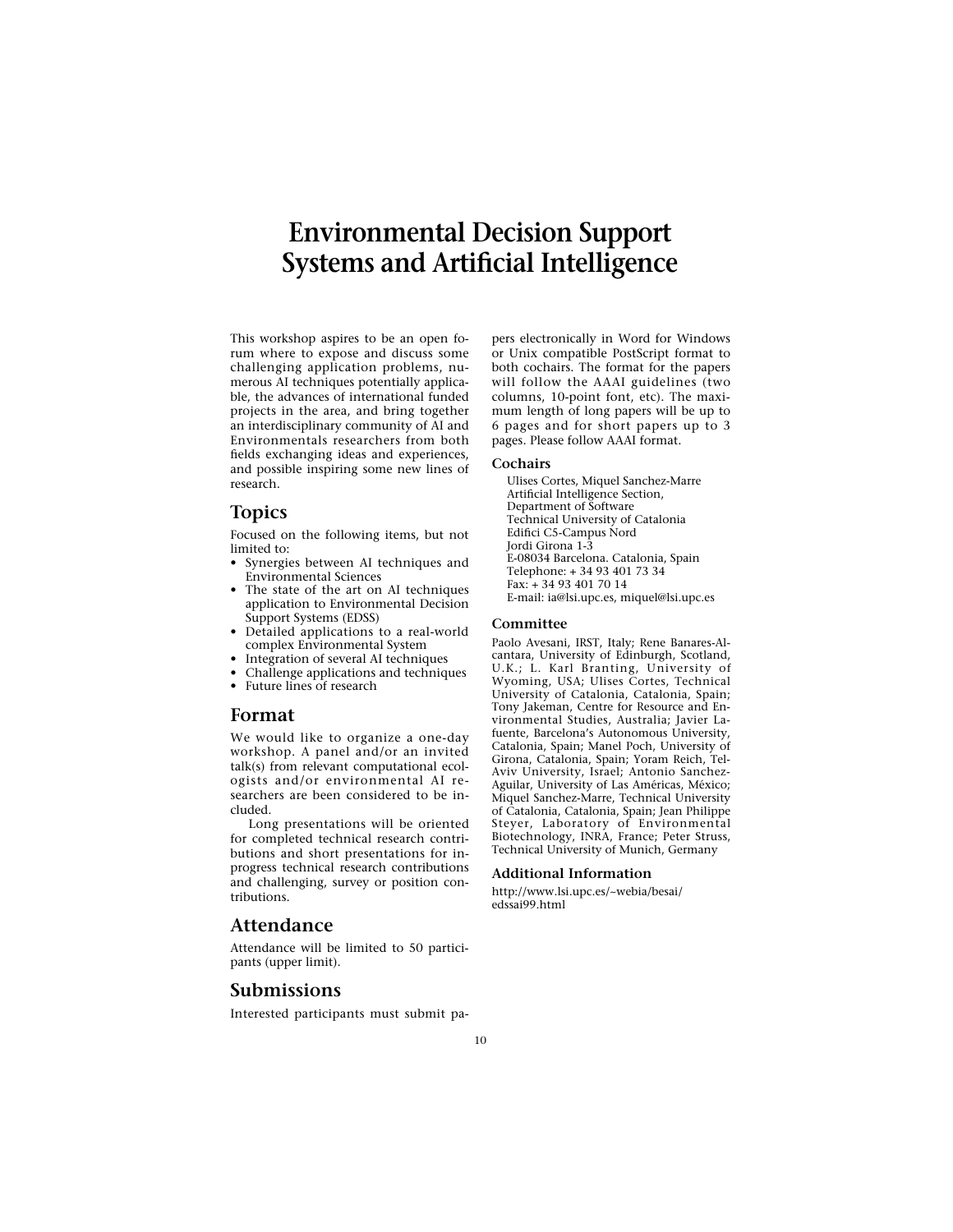# Environmental Decision Support Systems and Artificial Intelligence

This workshop aspires to be an open forum where to expose and discuss some challenging application problems, numerous AI techniques potentially applicable, the advances of international funded projects in the area, and bring together an interdisciplinary community of AI and Environmentals researchers from both fields exchanging ideas and experiences, and possible inspiring some new lines of research.

## Topics

Focused on the following items, but not limited to:

- Synergies between AI techniques and Environmental Sciences
- The state of the art on AI techniques application to Environmental Decision Support Systems (EDSS)
- Detailed applications to a real-world complex Environmental System
- Integration of several AI techniques
- Challenge applications and techniques
- Future lines of research

## Format

We would like to organize a one-day workshop. A panel and/or an invited talk(s) from relevant computational ecologists and/or environmental AI researchers are been considered to be included.

Long presentations will be oriented for completed technical research contributions and short presentations for in-progress technical research contributions and challenging, survey or position contributions.

## Attendance

Attendance will be limited to 50 participants (upper limit).

## Submissions

Interested participants must submit papers electronically in Word for Windows or Unix compatible PostScript format to both cochairs. The format for the papers will follow the AAAI guidelines (two columns, 10-point font, etc). The maximum length of long papers will be up to 6 pages and for short papers up to 3 pages. Please follow AAAI format.

### Cochairs

Ulises Cortes, Miquel Sanchez-Marre
Artificial Intelligence Section,
Department of Software
Technical University of Catalonia
Edifici C5-Campus Nord
Jordi Girona 1-3
E-08034 Barcelona. Catalonia, Spain
Telephone: + 34 93 401 73 34
Fax: + 34 93 401 70 14
E-mail: ia@lsi.upc.es, miquel@lsi.upc.es

### Committee

Paolo Avesani, IRST, Italy; Rene Banares-Alcantara, University of Edinburgh, Scotland, U.K.; L. Karl Branting, University of Wyoming, USA; Ulises Cortes, Technical University of Catalonia, Catalonia, Spain; Tony Jakeman, Centre for Resource and Environmental Studies, Australia; Javier Lafuente, Barcelona's Autonomous University, Catalonia, Spain; Manel Poch, University of Girona, Catalonia, Spain; Yoram Reich, Tel-Aviv University, Israel; Antonio Sanchez-Aguilar, University of Las Américas, México; Miquel Sanchez-Marre, Technical University of Catalonia, Catalonia, Spain; Jean Philippe Steyer, Laboratory of Environmental Biotechnology, INRA, France; Peter Struss, Technical University of Munich, Germany

### Additional Information

http://www.lsi.upc.es/~webia/besai/edssai99.html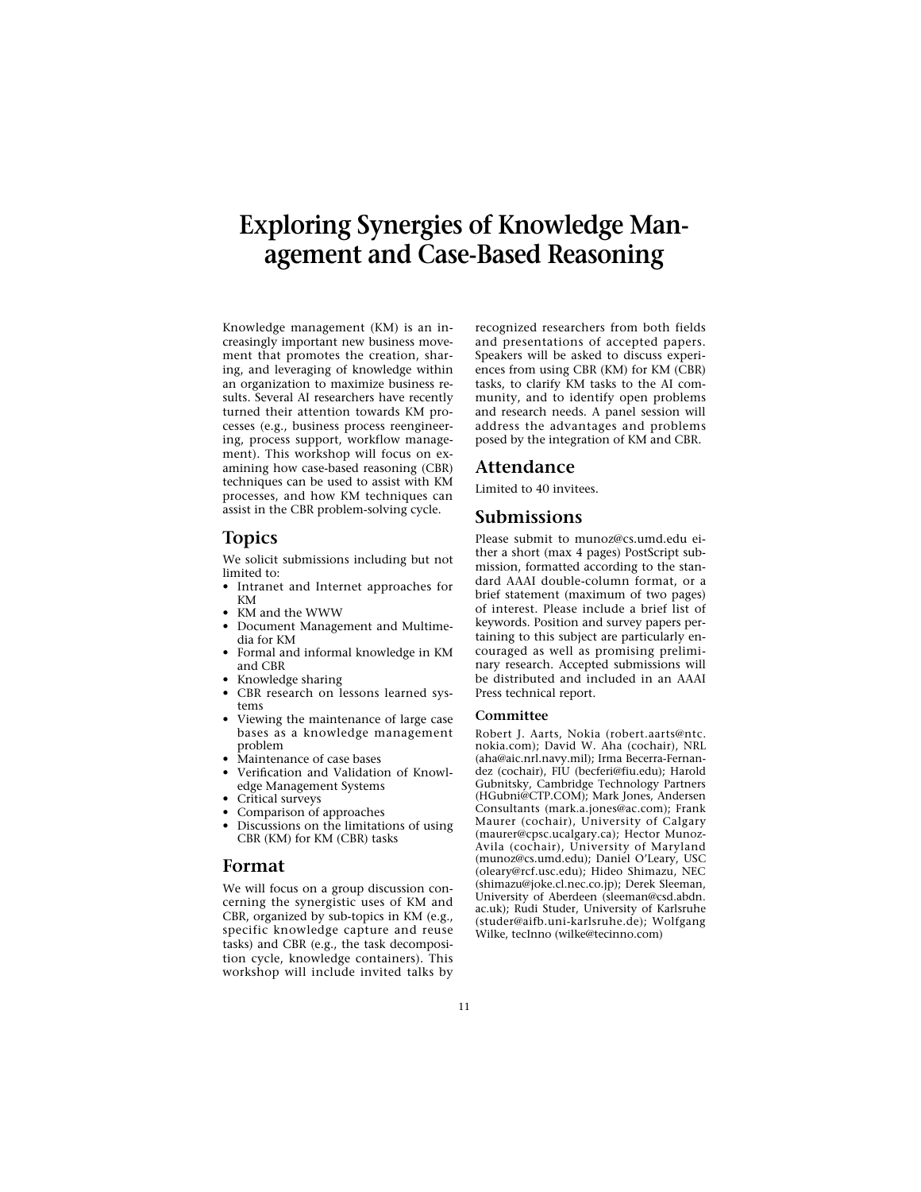# Exploring Synergies of Knowledge Management and Case-Based Reasoning

Knowledge management (KM) is an increasingly important new business movement that promotes the creation, sharing, and leveraging of knowledge within an organization to maximize business results. Several AI researchers have recently turned their attention towards KM processes (e.g., business process reengineering, process support, workflow management). This workshop will focus on examining how case-based reasoning (CBR) techniques can be used to assist with KM processes, and how KM techniques can assist in the CBR problem-solving cycle.

## Topics

We solicit submissions including but not limited to:

- Intranet and Internet approaches for KM
- KM and the WWW
- Document Management and Multimedia for KM
- Formal and informal knowledge in KM and CBR
- Knowledge sharing
- CBR research on lessons learned systems
- Viewing the maintenance of large case bases as a knowledge management problem
- Maintenance of case bases
- Verification and Validation of Knowledge Management Systems
- Critical surveys
- Comparison of approaches
- Discussions on the limitations of using CBR (KM) for KM (CBR) tasks

## Format

We will focus on a group discussion concerning the synergistic uses of KM and CBR, organized by sub-topics in KM (e.g., specific knowledge capture and reuse tasks) and CBR (e.g., the task decomposition cycle, knowledge containers). This workshop will include invited talks by recognized researchers from both fields and presentations of accepted papers. Speakers will be asked to discuss experiences from using CBR (KM) for KM (CBR) tasks, to clarify KM tasks to the AI community, and to identify open problems and research needs. A panel session will address the advantages and problems posed by the integration of KM and CBR.

## Attendance

Limited to 40 invitees.

## Submissions

Please submit to munoz@cs.umd.edu either a short (max 4 pages) PostScript submission, formatted according to the standard AAAI double-column format, or a brief statement (maximum of two pages) of interest. Please include a brief list of keywords. Position and survey papers pertaining to this subject are particularly encouraged as well as promising preliminary research. Accepted submissions will be distributed and included in an AAAI Press technical report.

### Committee

Robert J. Aarts, Nokia (robert.aarts@ntc.nokia.com); David W. Aha (cochair), NRL (aha@aic.nrl.navy.mil); Irma Becerra-Fernandez (cochair), FIU (becferi@fiu.edu); Harold Gubnitsky, Cambridge Technology Partners (HGubni@CTP.COM); Mark Jones, Andersen Consultants (mark.a.jones@ac.com); Frank Maurer (cochair), University of Calgary (maurer@cpsc.ucalgary.ca); Hector Munoz-Avila (cochair), University of Maryland (munoz@cs.umd.edu); Daniel O'Leary, USC (oleary@rcf.usc.edu); Hideo Shimazu, NEC (shimazu@joke.cl.nec.co.jp); Derek Sleeman, University of Aberdeen (sleeman@csd.abdn.ac.uk); Rudi Studer, University of Karlsruhe (studer@aifb.uni-karlsruhe.de); Wolfgang Wilke, tecInno (wilke@tecinno.com)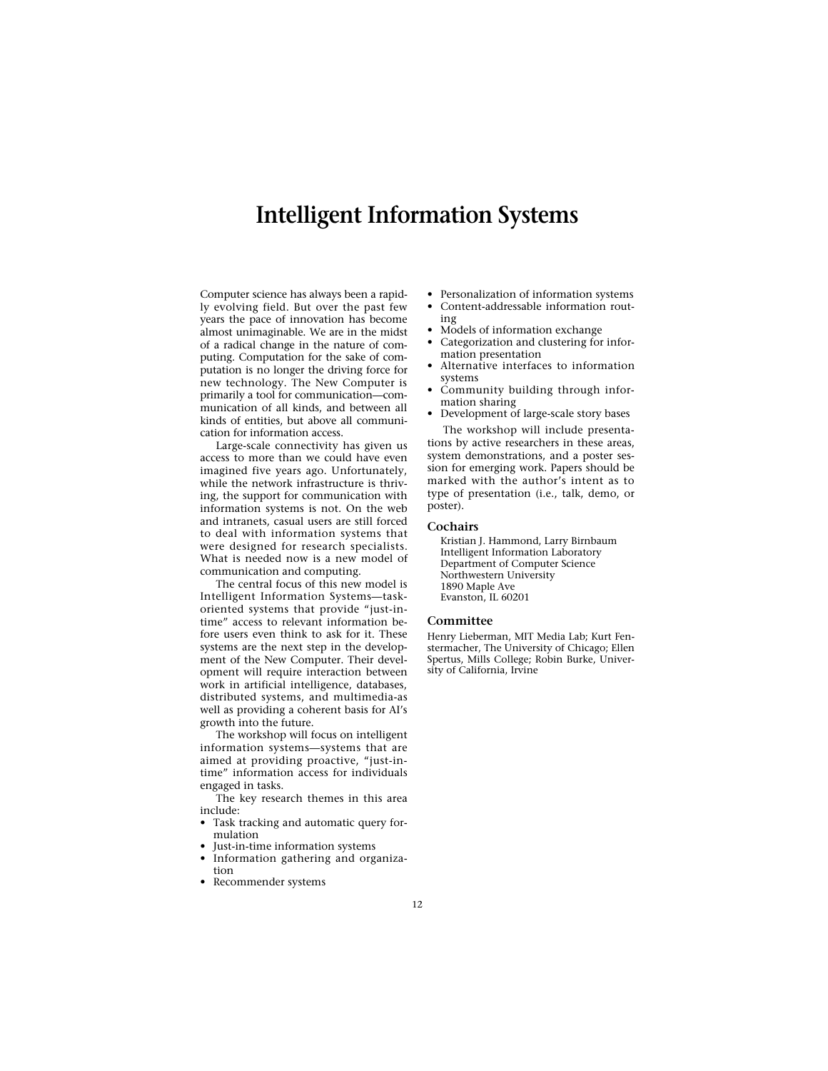# Intelligent Information Systems

Computer science has always been a rapidly evolving field. But over the past few years the pace of innovation has become almost unimaginable. We are in the midst of a radical change in the nature of computing. Computation for the sake of computation is no longer the driving force for new technology. The New Computer is primarily a tool for communication—communication of all kinds, and between all kinds of entities, but above all communication for information access.

Large-scale connectivity has given us access to more than we could have even imagined five years ago. Unfortunately, while the network infrastructure is thriving, the support for communication with information systems is not. On the web and intranets, casual users are still forced to deal with information systems that were designed for research specialists. What is needed now is a new model of communication and computing.

The central focus of this new model is Intelligent Information Systems—task-oriented systems that provide "just-in-time" access to relevant information before users even think to ask for it. These systems are the next step in the development of the New Computer. Their development will require interaction between work in artificial intelligence, databases, distributed systems, and multimedia-as well as providing a coherent basis for AI's growth into the future.

The workshop will focus on intelligent information systems—systems that are aimed at providing proactive, "just-in-time" information access for individuals engaged in tasks.

The key research themes in this area include:

- Task tracking and automatic query formulation
- Just-in-time information systems
- Information gathering and organization
- Recommender systems
- Personalization of information systems
- Content-addressable information routing
- Models of information exchange
- Categorization and clustering for information presentation
- Alternative interfaces to information systems
- Community building through information sharing
- Development of large-scale story bases

The workshop will include presentations by active researchers in these areas, system demonstrations, and a poster session for emerging work. Papers should be marked with the author's intent as to type of presentation (i.e., talk, demo, or poster).

### Cochairs

Kristian J. Hammond, Larry Birnbaum
Intelligent Information Laboratory
Department of Computer Science
Northwestern University
1890 Maple Ave
Evanston, IL 60201

### Committee

Henry Lieberman, MIT Media Lab; Kurt Fenstermacher, The University of Chicago; Ellen Spertus, Mills College; Robin Burke, University of California, Irvine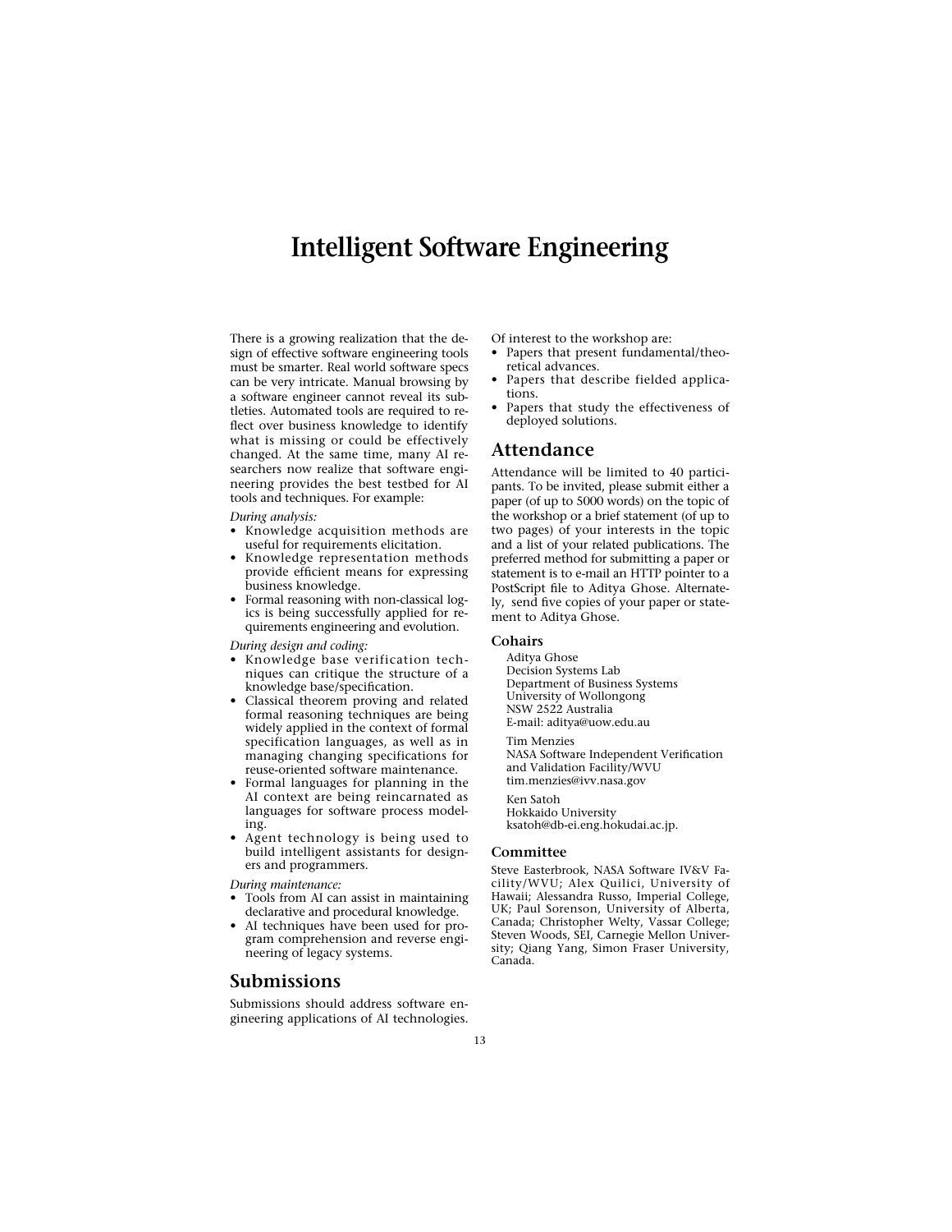# Intelligent Software Engineering

There is a growing realization that the design of effective software engineering tools must be smarter. Real world software specs can be very intricate. Manual browsing by a software engineer cannot reveal its subtleties. Automated tools are required to reflect over business knowledge to identify what is missing or could be effectively changed. At the same time, many AI researchers now realize that software engineering provides the best testbed for AI tools and techniques. For example:

*During analysis:*

- Knowledge acquisition methods are useful for requirements elicitation.
- Knowledge representation methods provide efficient means for expressing business knowledge.
- Formal reasoning with non-classical logics is being successfully applied for requirements engineering and evolution.

*During design and coding:*

- Knowledge base verification techniques can critique the structure of a knowledge base/specification.
- Classical theorem proving and related formal reasoning techniques are being widely applied in the context of formal specification languages, as well as in managing changing specifications for reuse-oriented software maintenance.
- Formal languages for planning in the AI context are being reincarnated as languages for software process modeling.
- Agent technology is being used to build intelligent assistants for designers and programmers.

*During maintenance:*

- Tools from AI can assist in maintaining declarative and procedural knowledge.
- AI techniques have been used for program comprehension and reverse engineering of legacy systems.

## Submissions

Submissions should address software engineering applications of AI technologies. Of interest to the workshop are:

- Papers that present fundamental/theoretical advances.
- Papers that describe fielded applications.
- Papers that study the effectiveness of deployed solutions.

## Attendance

Attendance will be limited to 40 participants. To be invited, please submit either a paper (of up to 5000 words) on the topic of the workshop or a brief statement (of up to two pages) of your interests in the topic and a list of your related publications. The preferred method for submitting a paper or statement is to e-mail an HTTP pointer to a PostScript file to Aditya Ghose. Alternately, send five copies of your paper or statement to Aditya Ghose.

### Cohairs

Aditya Ghose
Decision Systems Lab
Department of Business Systems
University of Wollongong
NSW 2522 Australia
E-mail: aditya@uow.edu.au

Tim Menzies
NASA Software Independent Verification and Validation Facility/WVU
tim.menzies@ivv.nasa.gov

Ken Satoh
Hokkaido University
ksatoh@db-ei.eng.hokudai.ac.jp.

### Committee

Steve Easterbrook, NASA Software IV&V Facility/WVU; Alex Quilici, University of Hawaii; Alessandra Russo, Imperial College, UK; Paul Sorenson, University of Alberta, Canada; Christopher Welty, Vassar College; Steven Woods, SEI, Carnegie Mellon University; Qiang Yang, Simon Fraser University, Canada.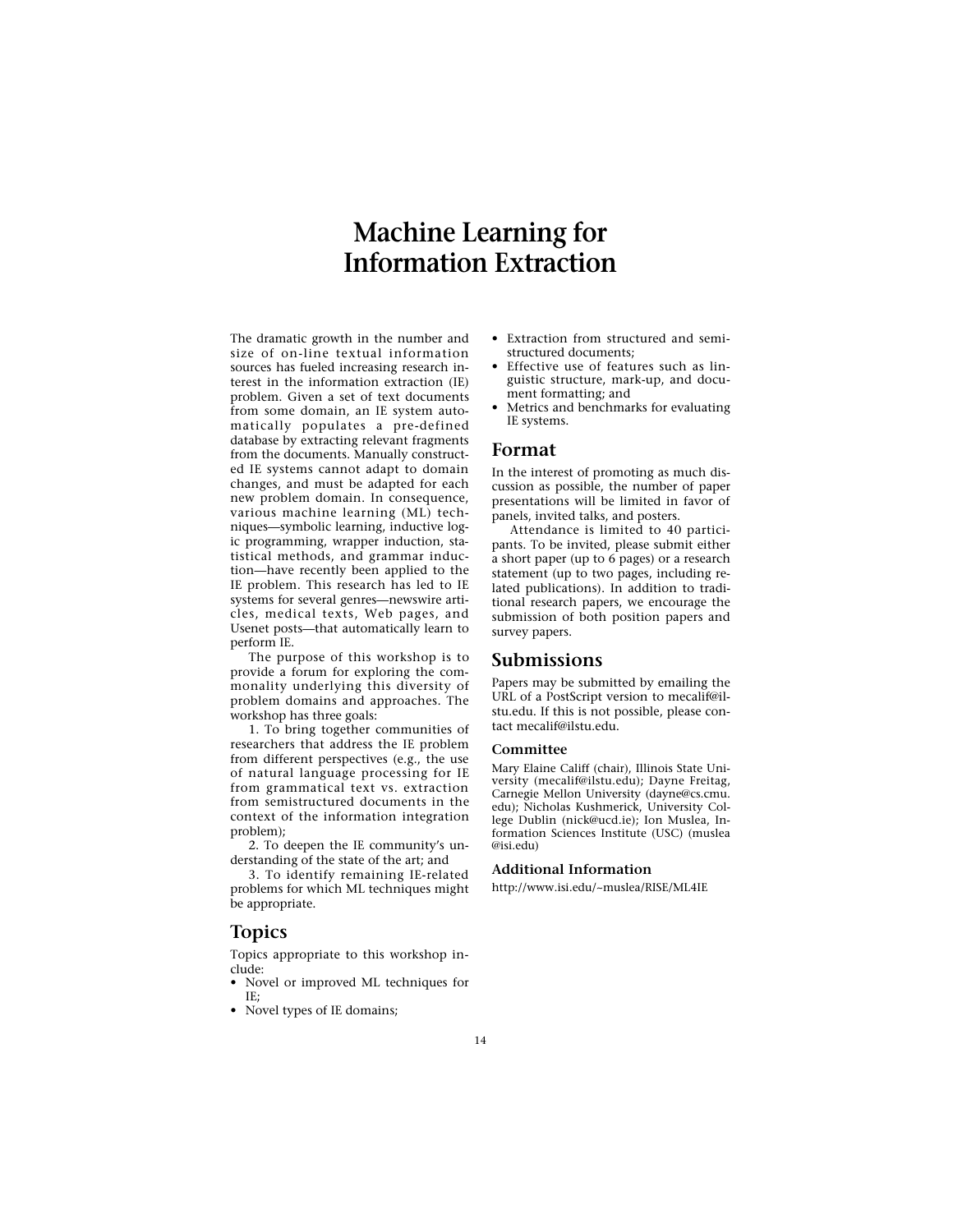# Machine Learning for Information Extraction

The dramatic growth in the number and size of on-line textual information sources has fueled increasing research interest in the information extraction (IE) problem. Given a set of text documents from some domain, an IE system automatically populates a pre-defined database by extracting relevant fragments from the documents. Manually constructed IE systems cannot adapt to domain changes, and must be adapted for each new problem domain. In consequence, various machine learning (ML) techniques—symbolic learning, inductive logic programming, wrapper induction, statistical methods, and grammar induction—have recently been applied to the IE problem. This research has led to IE systems for several genres—newswire articles, medical texts, Web pages, and Usenet posts—that automatically learn to perform IE.

The purpose of this workshop is to provide a forum for exploring the commonality underlying this diversity of problem domains and approaches. The workshop has three goals:

1. To bring together communities of researchers that address the IE problem from different perspectives (e.g., the use of natural language processing for IE from grammatical text vs. extraction from semistructured documents in the context of the information integration problem);
2. To deepen the IE community's understanding of the state of the art; and
3. To identify remaining IE-related problems for which ML techniques might be appropriate.

## Topics

Topics appropriate to this workshop include:

- Novel or improved ML techniques for IE;
- Novel types of IE domains;
- Extraction from structured and semi-structured documents;
- Effective use of features such as linguistic structure, mark-up, and document formatting; and
- Metrics and benchmarks for evaluating IE systems.

## Format

In the interest of promoting as much discussion as possible, the number of paper presentations will be limited in favor of panels, invited talks, and posters.

Attendance is limited to 40 participants. To be invited, please submit either a short paper (up to 6 pages) or a research statement (up to two pages, including related publications). In addition to traditional research papers, we encourage the submission of both position papers and survey papers.

## Submissions

Papers may be submitted by emailing the URL of a PostScript version to mecalif@ilstu.edu. If this is not possible, please contact mecalif@ilstu.edu.

### Committee

Mary Elaine Califf (chair), Illinois State University (mecalif@ilstu.edu); Dayne Freitag, Carnegie Mellon University (dayne@cs.cmu.edu); Nicholas Kushmerick, University College Dublin (nick@ucd.ie); Ion Muslea, Information Sciences Institute (USC) (muslea@isi.edu)

### Additional Information

http://www.isi.edu/~muslea/RISE/ML4IE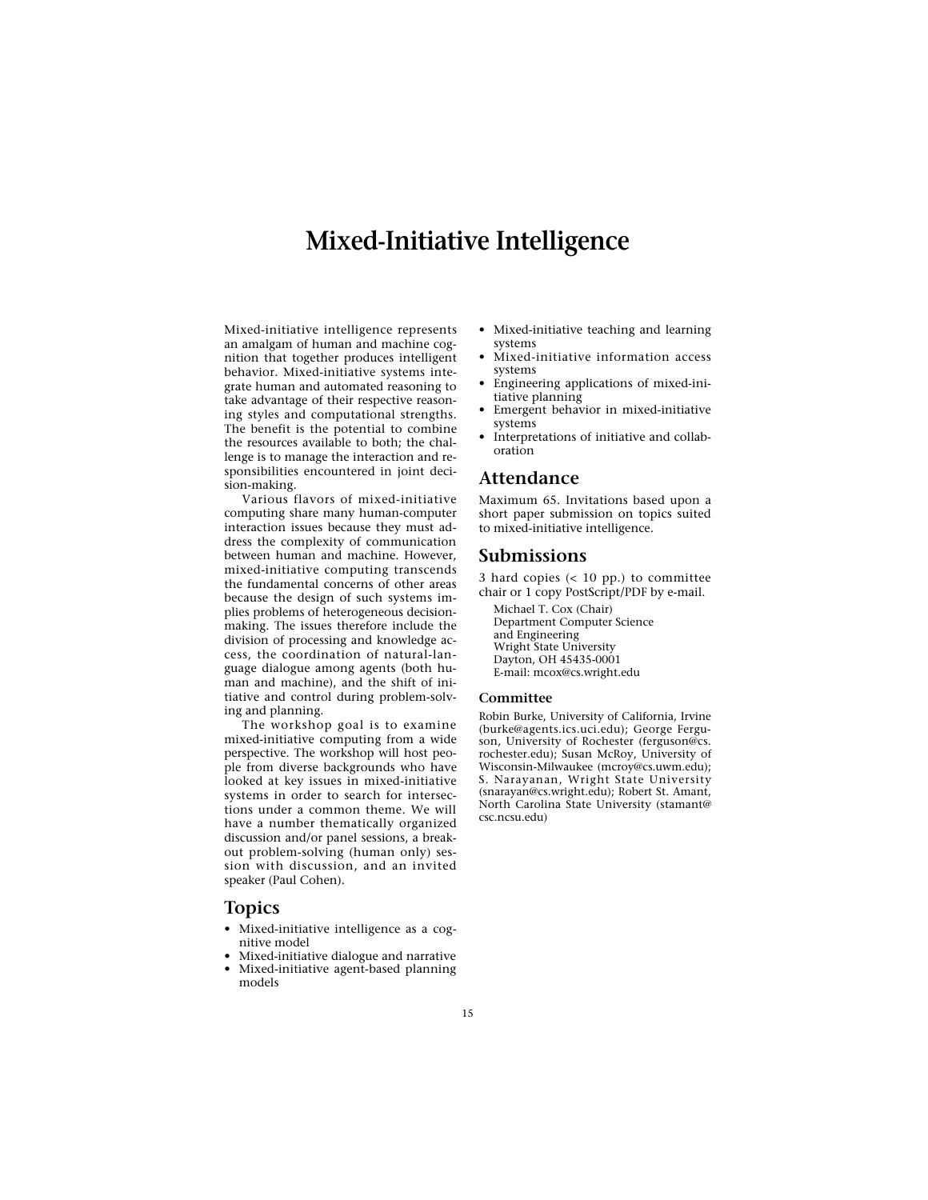# Mixed-Initiative Intelligence

Mixed-initiative intelligence represents an amalgam of human and machine cognition that together produces intelligent behavior. Mixed-initiative systems integrate human and automated reasoning to take advantage of their respective reasoning styles and computational strengths. The benefit is the potential to combine the resources available to both; the challenge is to manage the interaction and responsibilities encountered in joint decision-making.

Various flavors of mixed-initiative computing share many human-computer interaction issues because they must address the complexity of communication between human and machine. However, mixed-initiative computing transcends the fundamental concerns of other areas because the design of such systems implies problems of heterogeneous decision-making. The issues therefore include the division of processing and knowledge access, the coordination of natural-language dialogue among agents (both human and machine), and the shift of initiative and control during problem-solving and planning.

The workshop goal is to examine mixed-initiative computing from a wide perspective. The workshop will host people from diverse backgrounds who have looked at key issues in mixed-initiative systems in order to search for intersections under a common theme. We will have a number thematically organized discussion and/or panel sessions, a breakout problem-solving (human only) session with discussion, and an invited speaker (Paul Cohen).

## Topics

- Mixed-initiative intelligence as a cognitive model
- Mixed-initiative dialogue and narrative
- Mixed-initiative agent-based planning models
- Mixed-initiative teaching and learning systems
- Mixed-initiative information access systems
- Engineering applications of mixed-initiative planning
- Emergent behavior in mixed-initiative systems
- Interpretations of initiative and collaboration

## Attendance

Maximum 65. Invitations based upon a short paper submission on topics suited to mixed-initiative intelligence.

## Submissions

3 hard copies (< 10 pp.) to committee chair or 1 copy PostScript/PDF by e-mail.

Michael T. Cox (Chair)
Department Computer Science and Engineering
Wright State University
Dayton, OH 45435-0001
E-mail: mcox@cs.wright.edu

### Committee

Robin Burke, University of California, Irvine (burke@agents.ics.uci.edu); George Ferguson, University of Rochester (ferguson@cs.rochester.edu); Susan McRoy, University of Wisconsin-Milwaukee (mcroy@cs.uwm.edu); S. Narayanan, Wright State University (snarayan@cs.wright.edu); Robert St. Amant, North Carolina State University (stamant@csc.ncsu.edu)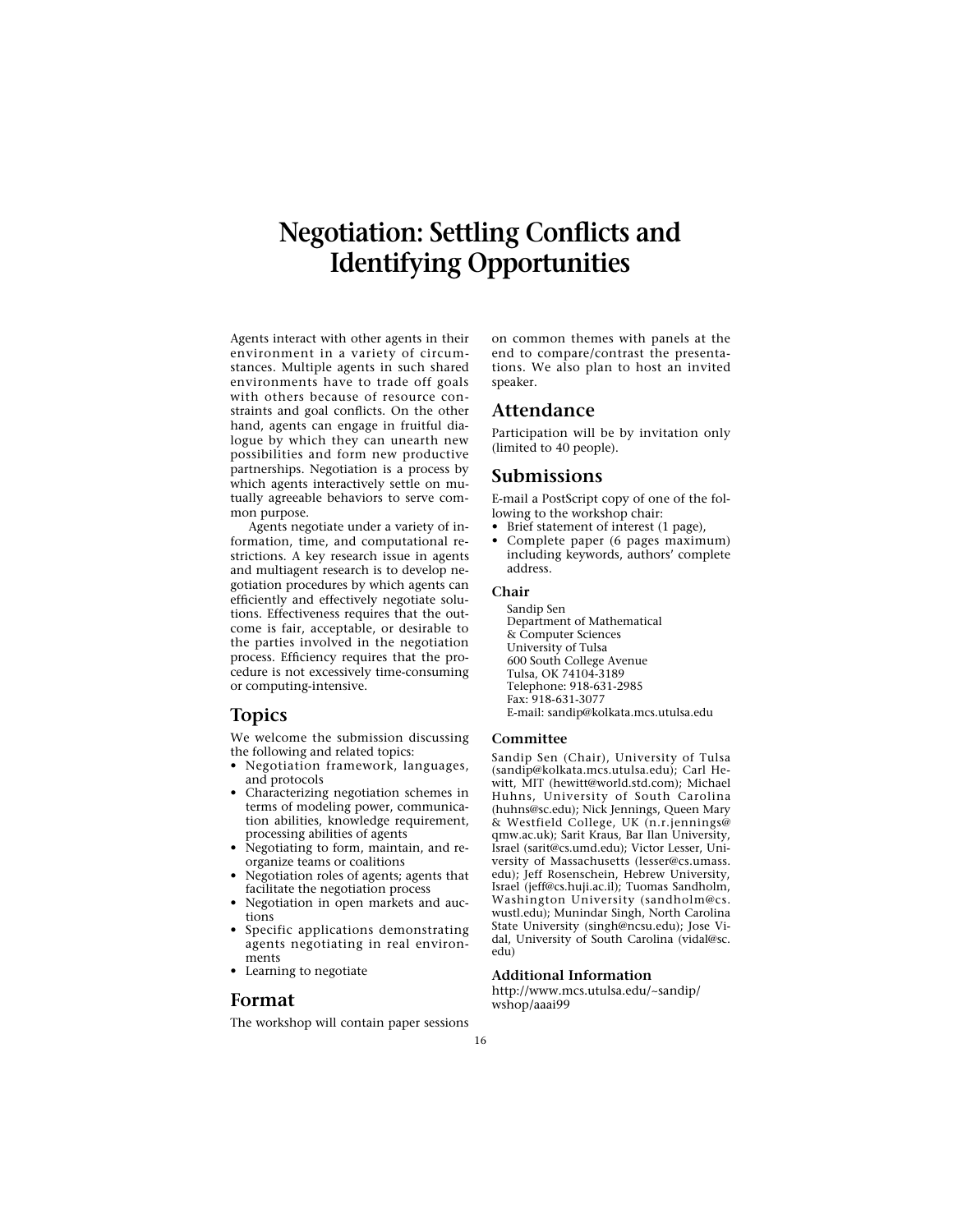# Negotiation: Settling Conflicts and Identifying Opportunities

Agents interact with other agents in their environment in a variety of circumstances. Multiple agents in such shared environments have to trade off goals with others because of resource constraints and goal conflicts. On the other hand, agents can engage in fruitful dialogue by which they can unearth new possibilities and form new productive partnerships. Negotiation is a process by which agents interactively settle on mutually agreeable behaviors to serve common purpose.

Agents negotiate under a variety of information, time, and computational restrictions. A key research issue in agents and multiagent research is to develop negotiation procedures by which agents can efficiently and effectively negotiate solutions. Effectiveness requires that the outcome is fair, acceptable, or desirable to the parties involved in the negotiation process. Efficiency requires that the procedure is not excessively time-consuming or computing-intensive.

## Topics

We welcome the submission discussing the following and related topics:

- Negotiation framework, languages, and protocols
- Characterizing negotiation schemes in terms of modeling power, communication abilities, knowledge requirement, processing abilities of agents
- Negotiating to form, maintain, and reorganize teams or coalitions
- Negotiation roles of agents; agents that facilitate the negotiation process
- Negotiation in open markets and auctions
- Specific applications demonstrating agents negotiating in real environments
- Learning to negotiate

## Format

The workshop will contain paper sessions on common themes with panels at the end to compare/contrast the presentations. We also plan to host an invited speaker.

## Attendance

Participation will be by invitation only (limited to 40 people).

## Submissions

E-mail a PostScript copy of one of the following to the workshop chair:

- Brief statement of interest (1 page),
- Complete paper (6 pages maximum) including keywords, authors' complete address.

### Chair

Sandip Sen
Department of Mathematical & Computer Sciences
University of Tulsa
600 South College Avenue
Tulsa, OK 74104-3189
Telephone: 918-631-2985
Fax: 918-631-3077
E-mail: sandip@kolkata.mcs.utulsa.edu

### Committee

Sandip Sen (Chair), University of Tulsa (sandip@kolkata.mcs.utulsa.edu); Carl Hewitt, MIT (hewitt@world.std.com); Michael Huhns, University of South Carolina (huhns@sc.edu); Nick Jennings, Queen Mary & Westfield College, UK (n.r.jennings@qmw.ac.uk); Sarit Kraus, Bar Ilan University, Israel (sarit@cs.umd.edu); Victor Lesser, University of Massachusetts (lesser@cs.umass.edu); Jeff Rosenschein, Hebrew University, Israel (jeff@cs.huji.ac.il); Tuomas Sandholm, Washington University (sandholm@cs.wustl.edu); Munindar Singh, North Carolina State University (singh@ncsu.edu); Jose Vidal, University of South Carolina (vidal@sc.edu)

### Additional Information

http://www.mcs.utulsa.edu/~sandip/wshop/aaai99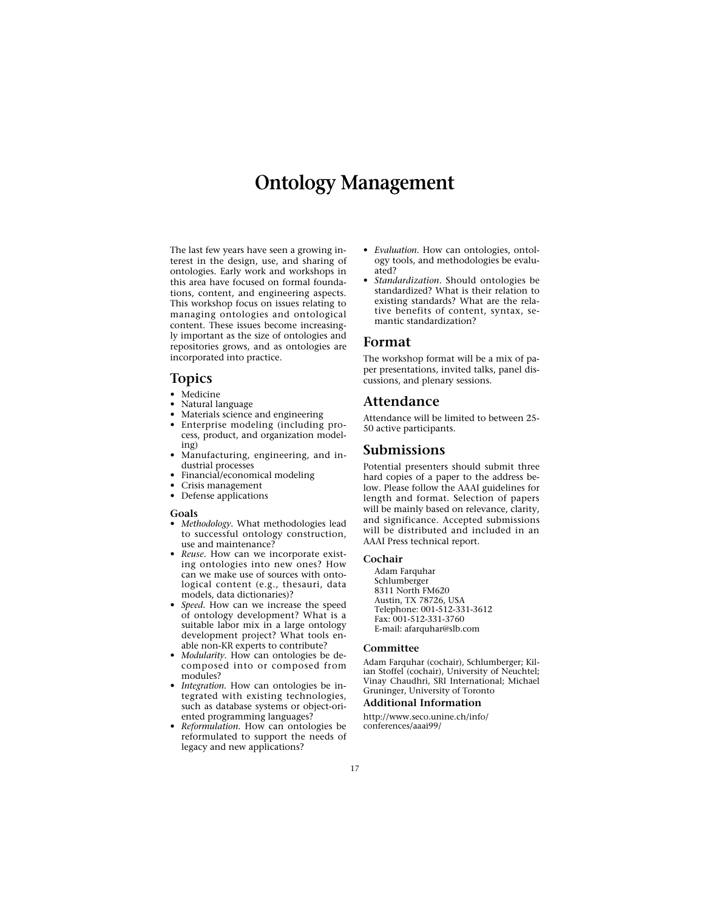# Ontology Management

The last few years have seen a growing interest in the design, use, and sharing of ontologies. Early work and workshops in this area have focused on formal foundations, content, and engineering aspects. This workshop focus on issues relating to managing ontologies and ontological content. These issues become increasingly important as the size of ontologies and repositories grows, and as ontologies are incorporated into practice.

## Topics

- Medicine
- Natural language
- Materials science and engineering
- Enterprise modeling (including process, product, and organization modeling)
- Manufacturing, engineering, and industrial processes
- Financial/economical modeling
- Crisis management
- Defense applications

### Goals

- *Methodology.* What methodologies lead to successful ontology construction, use and maintenance?
- *Reuse.* How can we incorporate existing ontologies into new ones? How can we make use of sources with ontological content (e.g., thesauri, data models, data dictionaries)?
- *Speed.* How can we increase the speed of ontology development? What is a suitable labor mix in a large ontology development project? What tools enable non-KR experts to contribute?
- *Modularity.* How can ontologies be decomposed into or composed from modules?
- *Integration.* How can ontologies be integrated with existing technologies, such as database systems or object-oriented programming languages?
- *Reformulation.* How can ontologies be reformulated to support the needs of legacy and new applications?
- *Evaluation.* How can ontologies, ontology tools, and methodologies be evaluated?
- *Standardization.* Should ontologies be standardized? What is their relation to existing standards? What are the relative benefits of content, syntax, semantic standardization?

## Format

The workshop format will be a mix of paper presentations, invited talks, panel discussions, and plenary sessions.

## Attendance

Attendance will be limited to between 25-50 active participants.

## Submissions

Potential presenters should submit three hard copies of a paper to the address below. Please follow the AAAI guidelines for length and format. Selection of papers will be mainly based on relevance, clarity, and significance. Accepted submissions will be distributed and included in an AAAI Press technical report.

### Cochair

Adam Farquhar
Schlumberger
8311 North FM620
Austin, TX 78726, USA
Telephone: 001-512-331-3612
Fax: 001-512-331-3760
E-mail: afarquhar@slb.com

### Committee

Adam Farquhar (cochair), Schlumberger; Kilian Stoffel (cochair), University of Neuchtel; Vinay Chaudhri, SRI International; Michael Gruninger, University of Toronto

### Additional Information

http://www.seco.unine.ch/info/conferences/aaai99/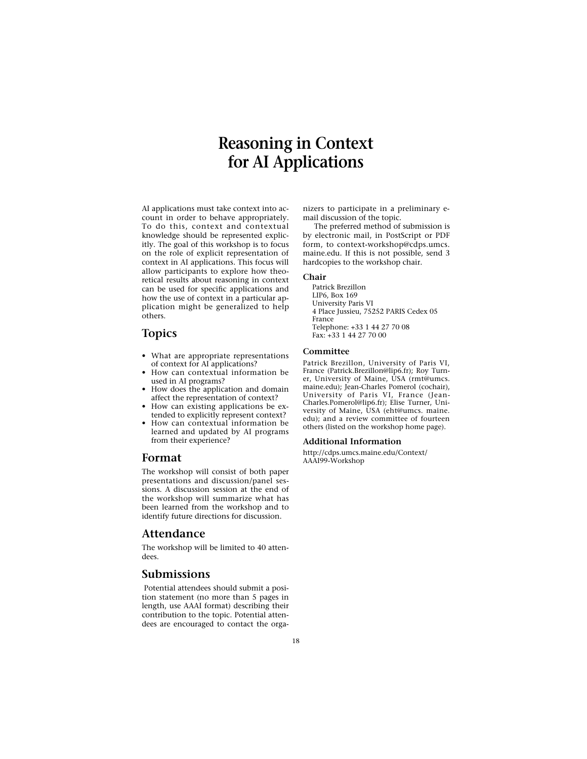# Reasoning in Context for AI Applications

AI applications must take context into account in order to behave appropriately. To do this, context and contextual knowledge should be represented explicitly. The goal of this workshop is to focus on the role of explicit representation of context in AI applications. This focus will allow participants to explore how theoretical results about reasoning in context can be used for specific applications and how the use of context in a particular application might be generalized to help others.

## Topics

- What are appropriate representations of context for AI applications?
- How can contextual information be used in AI programs?
- How does the application and domain affect the representation of context?
- How can existing applications be extended to explicitly represent context?
- How can contextual information be learned and updated by AI programs from their experience?

## Format

The workshop will consist of both paper presentations and discussion/panel sessions. A discussion session at the end of the workshop will summarize what has been learned from the workshop and to identify future directions for discussion.

## Attendance

The workshop will be limited to 40 attendees.

## Submissions

Potential attendees should submit a position statement (no more than 5 pages in length, use AAAI format) describing their contribution to the topic. Potential attendees are encouraged to contact the organizers to participate in a preliminary e-mail discussion of the topic.

The preferred method of submission is by electronic mail, in PostScript or PDF form, to context-workshop@cdps.umcs.maine.edu. If this is not possible, send 3 hardcopies to the workshop chair.

### Chair

Patrick Brezillon
LIP6, Box 169
University Paris VI
4 Place Jussieu, 75252 PARIS Cedex 05
France
Telephone: +33 1 44 27 70 08
Fax: +33 1 44 27 70 00

### Committee

Patrick Brezillon, University of Paris VI, France (Patrick.Brezillon@lip6.fr); Roy Turner, University of Maine, USA (rmt@umcs.maine.edu); Jean-Charles Pomerol (cochair), University of Paris VI, France (Jean-Charles.Pomerol@lip6.fr); Elise Turner, University of Maine, USA (eht@umcs.maine.edu); and a review committee of fourteen others (listed on the workshop home page).

### Additional Information

http://cdps.umcs.maine.edu/Context/AAAI99-Workshop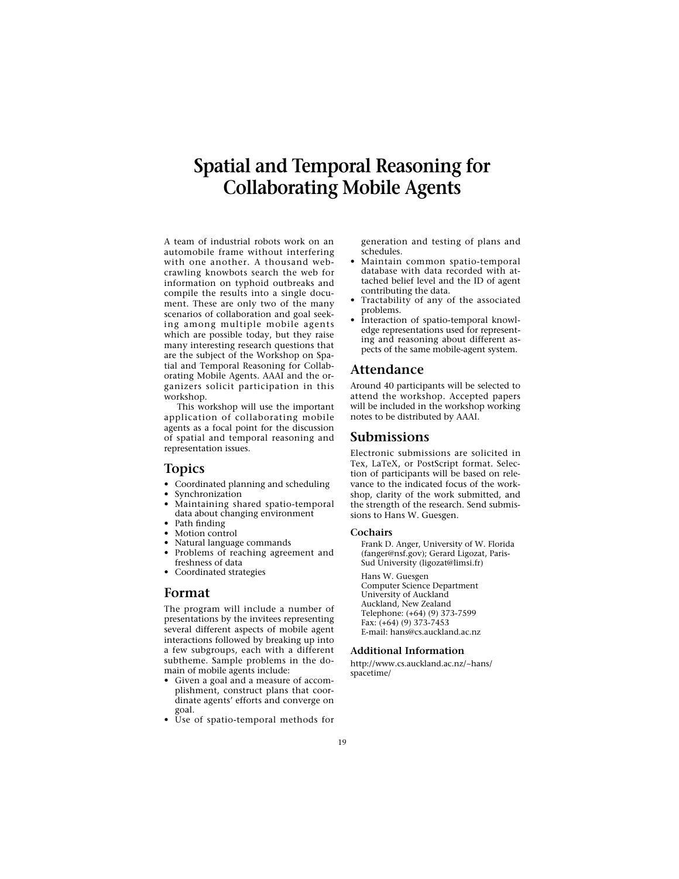# Spatial and Temporal Reasoning for Collaborating Mobile Agents

A team of industrial robots work on an automobile frame without interfering with one another. A thousand web-crawling knowbots search the web for information on typhoid outbreaks and compile the results into a single document. These are only two of the many scenarios of collaboration and goal seeking among multiple mobile agents which are possible today, but they raise many interesting research questions that are the subject of the Workshop on Spatial and Temporal Reasoning for Collaborating Mobile Agents. AAAI and the organizers solicit participation in this workshop.

This workshop will use the important application of collaborating mobile agents as a focal point for the discussion of spatial and temporal reasoning and representation issues.

## Topics

- Coordinated planning and scheduling
- Synchronization
- Maintaining shared spatio-temporal data about changing environment
- Path finding
- Motion control
- Natural language commands
- Problems of reaching agreement and freshness of data
- Coordinated strategies

## Format

The program will include a number of presentations by the invitees representing several different aspects of mobile agent interactions followed by breaking up into a few subgroups, each with a different subtheme. Sample problems in the domain of mobile agents include:

- Given a goal and a measure of accomplishment, construct plans that coordinate agents' efforts and converge on goal.
- Use of spatio-temporal methods for generation and testing of plans and schedules.
- Maintain common spatio-temporal database with data recorded with attached belief level and the ID of agent contributing the data.
- Tractability of any of the associated problems.
- Interaction of spatio-temporal knowledge representations used for representing and reasoning about different aspects of the same mobile-agent system.

## Attendance

Around 40 participants will be selected to attend the workshop. Accepted papers will be included in the workshop working notes to be distributed by AAAI.

## Submissions

Electronic submissions are solicited in Tex, LaTeX, or PostScript format. Selection of participants will be based on relevance to the indicated focus of the workshop, clarity of the work submitted, and the strength of the research. Send submissions to Hans W. Guesgen.

### Cochairs

Frank D. Anger, University of W. Florida (fanger@nsf.gov); Gerard Ligozat, Paris-Sud University (ligozat@limsi.fr)

Hans W. Guesgen
Computer Science Department
University of Auckland
Auckland, New Zealand
Telephone: (+64) (9) 373-7599
Fax: (+64) (9) 373-7453
E-mail: hans@cs.auckland.ac.nz

### Additional Information

http://www.cs.auckland.ac.nz/~hans/spacetime/